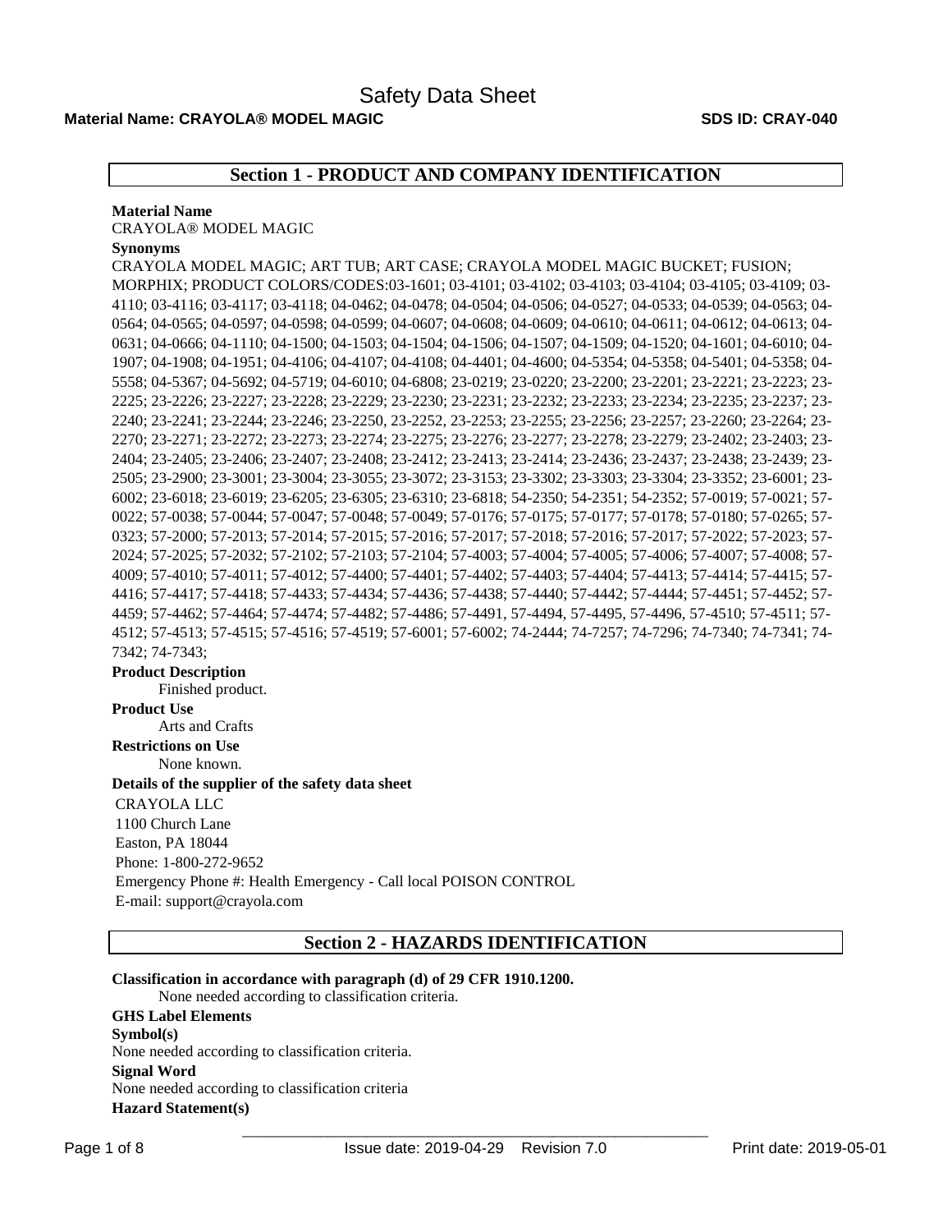# Safety Data Sheet

**Material Name: CRAYOLA® MODEL MAGIC** **SDS ID: CRAY-040**

## Section 1 - PRODUCT AND COMPANY IDENTIFICATION

**Material Name**

CRAYOLA® MODEL MAGIC

**Synonyms**

CRAYOLA MODEL MAGIC; ART TUB; ART CASE; CRAYOLA MODEL MAGIC BUCKET; FUSION; MORPHIX; PRODUCT COLORS/CODES:03-1601; 03-4101; 03-4102; 03-4103; 03-4104; 03-4105; 03-4109; 03-4110; 03-4116; 03-4117; 03-4118; 04-0462; 04-0478; 04-0504; 04-0506; 04-0527; 04-0533; 04-0539; 04-0563; 04-0564; 04-0565; 04-0597; 04-0598; 04-0599; 04-0607; 04-0608; 04-0609; 04-0610; 04-0611; 04-0612; 04-0613; 04-0631; 04-0666; 04-1110; 04-1500; 04-1503; 04-1504; 04-1506; 04-1507; 04-1509; 04-1520; 04-1601; 04-6010; 04-1907; 04-1908; 04-1951; 04-4106; 04-4107; 04-4108; 04-4401; 04-4600; 04-5354; 04-5358; 04-5401; 04-5358; 04-5558; 04-5367; 04-5692; 04-5719; 04-6010; 04-6808; 23-0219; 23-0220; 23-2200; 23-2201; 23-2221; 23-2223; 23-2225; 23-2226; 23-2227; 23-2228; 23-2229; 23-2230; 23-2231; 23-2232; 23-2233; 23-2234; 23-2235; 23-2237; 23-2240; 23-2241; 23-2244; 23-2246; 23-2250, 23-2252, 23-2253; 23-2255; 23-2256; 23-2257; 23-2260; 23-2264; 23-2270; 23-2271; 23-2272; 23-2273; 23-2274; 23-2275; 23-2276; 23-2277; 23-2278; 23-2279; 23-2402; 23-2403; 23-2404; 23-2405; 23-2406; 23-2407; 23-2408; 23-2412; 23-2413; 23-2414; 23-2436; 23-2437; 23-2438; 23-2439; 23-2505; 23-2900; 23-3001; 23-3004; 23-3055; 23-3072; 23-3153; 23-3302; 23-3303; 23-3304; 23-3352; 23-6001; 23-6002; 23-6018; 23-6019; 23-6205; 23-6305; 23-6310; 23-6818; 54-2350; 54-2351; 54-2352; 57-0019; 57-0021; 57-0022; 57-0038; 57-0044; 57-0047; 57-0048; 57-0049; 57-0176; 57-0175; 57-0177; 57-0178; 57-0180; 57-0265; 57-0323; 57-2000; 57-2013; 57-2014; 57-2015; 57-2016; 57-2017; 57-2018; 57-2016; 57-2017; 57-2022; 57-2023; 57-2024; 57-2025; 57-2032; 57-2102; 57-2103; 57-2104; 57-4003; 57-4004; 57-4005; 57-4006; 57-4007; 57-4008; 57-4009; 57-4010; 57-4011; 57-4012; 57-4400; 57-4401; 57-4402; 57-4403; 57-4404; 57-4413; 57-4414; 57-4415; 57-4416; 57-4417; 57-4418; 57-4433; 57-4434; 57-4436; 57-4438; 57-4440; 57-4442; 57-4444; 57-4451; 57-4452; 57-4459; 57-4462; 57-4464; 57-4474; 57-4482; 57-4486; 57-4491, 57-4494, 57-4495, 57-4496, 57-4510; 57-4511; 57-4512; 57-4513; 57-4515; 57-4516; 57-4519; 57-6001; 57-6002; 74-2444; 74-7257; 74-7296; 74-7340; 74-7341; 74-7342; 74-7343;

**Product Description**

Finished product.

**Product Use**

Arts and Crafts

**Restrictions on Use**

None known.

**Details of the supplier of the safety data sheet**

CRAYOLA LLC
1100 Church Lane
Easton, PA 18044
Phone: 1-800-272-9652
Emergency Phone #: Health Emergency - Call local POISON CONTROL
E-mail: support@crayola.com

## Section 2 - HAZARDS IDENTIFICATION

**Classification in accordance with paragraph (d) of 29 CFR 1910.1200.**

None needed according to classification criteria.

**GHS Label Elements**

**Symbol(s)**

None needed according to classification criteria.

**Signal Word**

None needed according to classification criteria

**Hazard Statement(s)**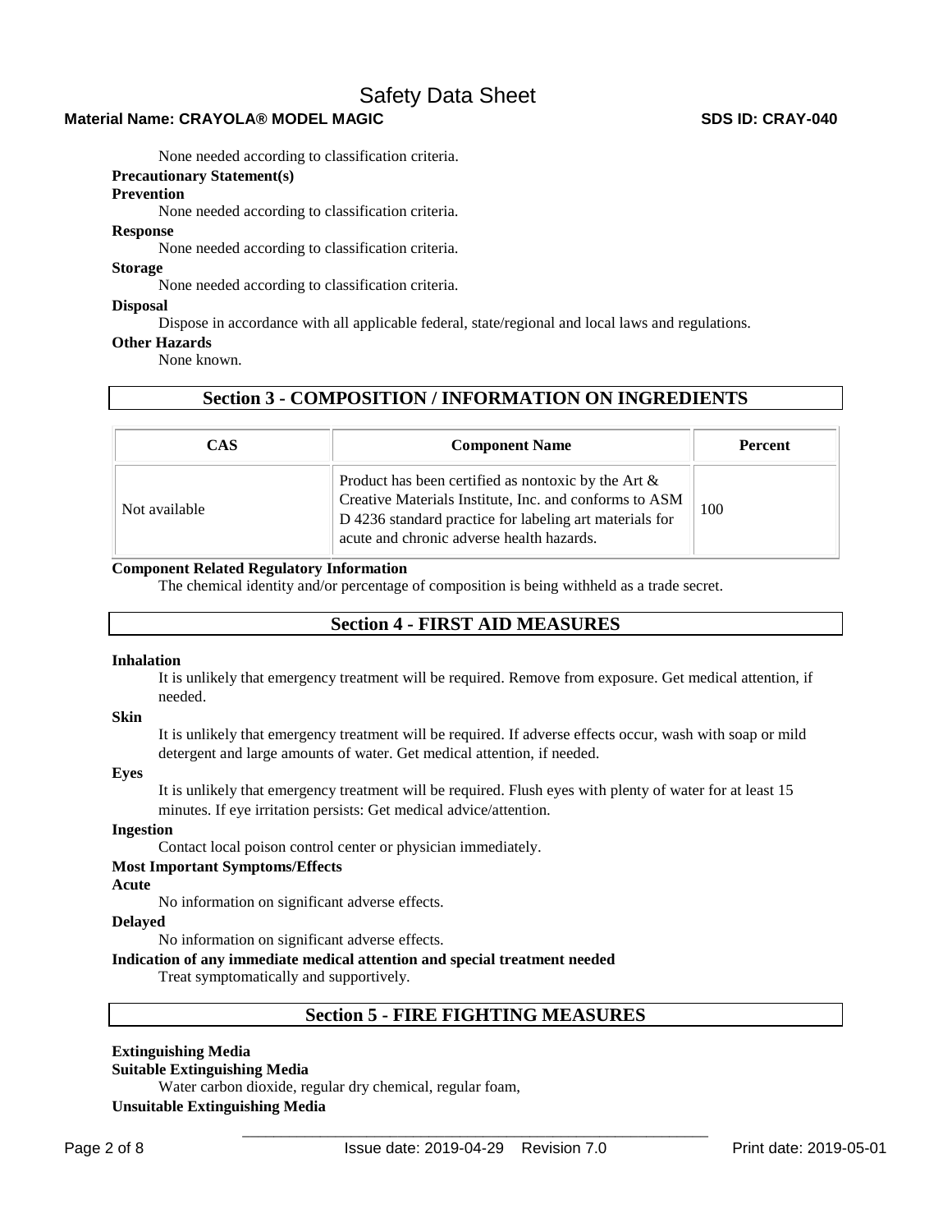None needed according to classification criteria.

**Precautionary Statement(s)**

**Prevention**

None needed according to classification criteria.

**Response**

None needed according to classification criteria.

**Storage**

None needed according to classification criteria.

**Disposal**

Dispose in accordance with all applicable federal, state/regional and local laws and regulations.

**Other Hazards**

None known.

## Section 3 - COMPOSITION / INFORMATION ON INGREDIENTS

| CAS | Component Name | Percent |
|---|---|---|
| Not available | Product has been certified as nontoxic by the Art & Creative Materials Institute, Inc. and conforms to ASM D 4236 standard practice for labeling art materials for acute and chronic adverse health hazards. | 100 |

**Component Related Regulatory Information**

The chemical identity and/or percentage of composition is being withheld as a trade secret.

## Section 4 - FIRST AID MEASURES

**Inhalation**

It is unlikely that emergency treatment will be required. Remove from exposure. Get medical attention, if needed.

**Skin**

It is unlikely that emergency treatment will be required. If adverse effects occur, wash with soap or mild detergent and large amounts of water. Get medical attention, if needed.

**Eyes**

It is unlikely that emergency treatment will be required. Flush eyes with plenty of water for at least 15 minutes. If eye irritation persists: Get medical advice/attention.

**Ingestion**

Contact local poison control center or physician immediately.

**Most Important Symptoms/Effects**

**Acute**

No information on significant adverse effects.

**Delayed**

No information on significant adverse effects.

**Indication of any immediate medical attention and special treatment needed**

Treat symptomatically and supportively.

## Section 5 - FIRE FIGHTING MEASURES

**Extinguishing Media**

**Suitable Extinguishing Media**

Water carbon dioxide, regular dry chemical, regular foam,

**Unsuitable Extinguishing Media**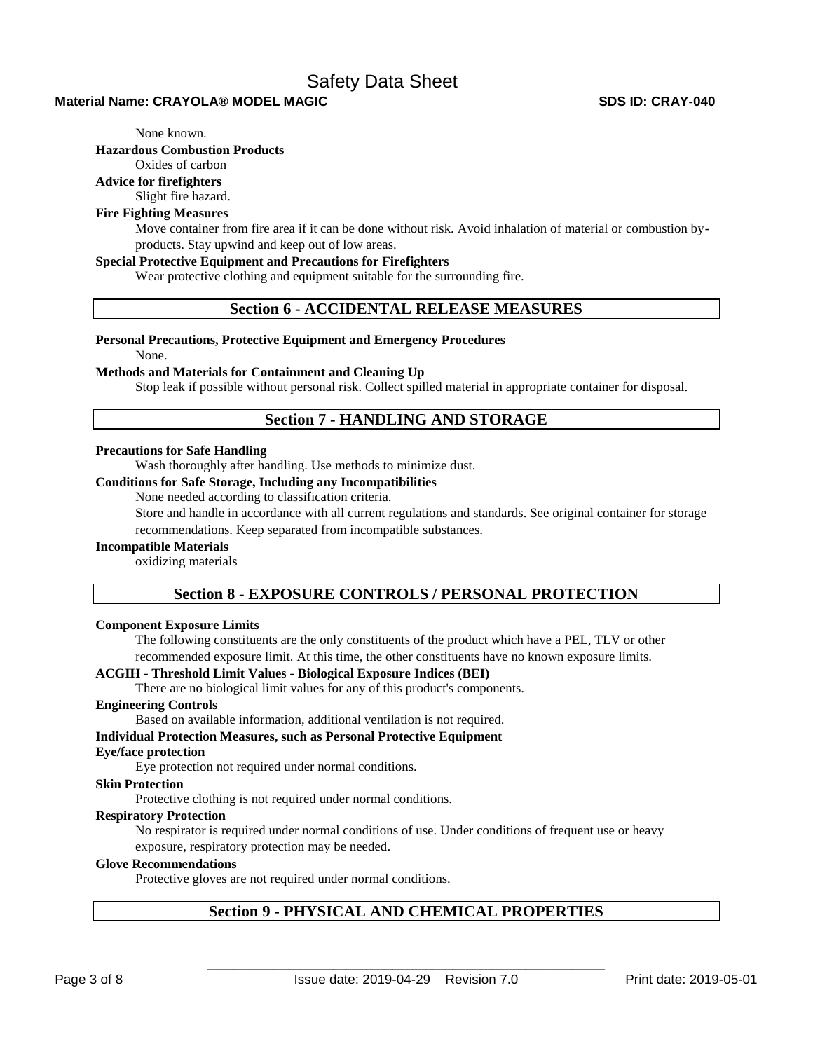None known.

**Hazardous Combustion Products**

Oxides of carbon

**Advice for firefighters**

Slight fire hazard.

**Fire Fighting Measures**

Move container from fire area if it can be done without risk. Avoid inhalation of material or combustion by-products. Stay upwind and keep out of low areas.

**Special Protective Equipment and Precautions for Firefighters**

Wear protective clothing and equipment suitable for the surrounding fire.

## Section 6 - ACCIDENTAL RELEASE MEASURES

**Personal Precautions, Protective Equipment and Emergency Procedures**

None.

**Methods and Materials for Containment and Cleaning Up**

Stop leak if possible without personal risk. Collect spilled material in appropriate container for disposal.

## Section 7 - HANDLING AND STORAGE

**Precautions for Safe Handling**

Wash thoroughly after handling. Use methods to minimize dust.

**Conditions for Safe Storage, Including any Incompatibilities**

None needed according to classification criteria.

Store and handle in accordance with all current regulations and standards. See original container for storage recommendations. Keep separated from incompatible substances.

**Incompatible Materials**

oxidizing materials

## Section 8 - EXPOSURE CONTROLS / PERSONAL PROTECTION

**Component Exposure Limits**

The following constituents are the only constituents of the product which have a PEL, TLV or other recommended exposure limit. At this time, the other constituents have no known exposure limits.

**ACGIH - Threshold Limit Values - Biological Exposure Indices (BEI)**

There are no biological limit values for any of this product's components.

**Engineering Controls**

Based on available information, additional ventilation is not required.

**Individual Protection Measures, such as Personal Protective Equipment**

**Eye/face protection**

Eye protection not required under normal conditions.

**Skin Protection**

Protective clothing is not required under normal conditions.

**Respiratory Protection**

No respirator is required under normal conditions of use. Under conditions of frequent use or heavy exposure, respiratory protection may be needed.

**Glove Recommendations**

Protective gloves are not required under normal conditions.

## Section 9 - PHYSICAL AND CHEMICAL PROPERTIES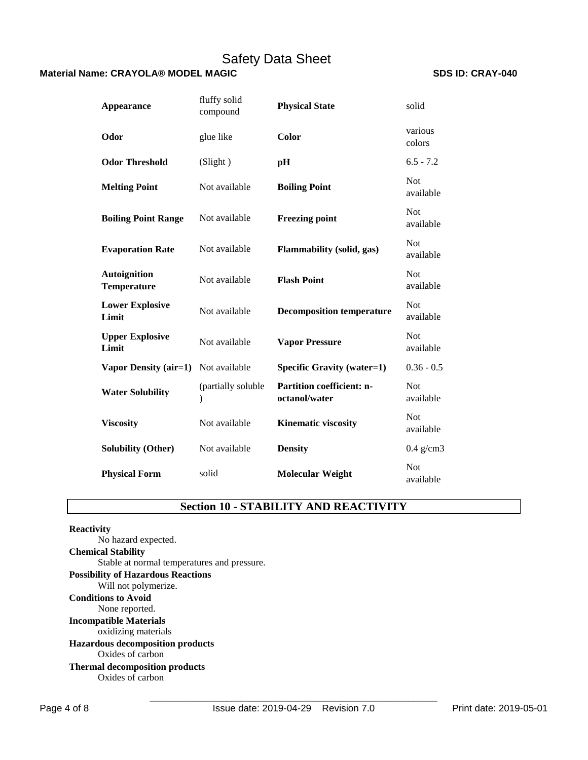| Appearance | fluffy solid compound | Physical State | solid |
|---|---|---|---|
| Odor | glue like | Color | various colors |
| Odor Threshold | (Slight ) | pH | 6.5 - 7.2 |
| Melting Point | Not available | Boiling Point | Not available |
| Boiling Point Range | Not available | Freezing point | Not available |
| Evaporation Rate | Not available | Flammability (solid, gas) | Not available |
| Autoignition Temperature | Not available | Flash Point | Not available |
| Lower Explosive Limit | Not available | Decomposition temperature | Not available |
| Upper Explosive Limit | Not available | Vapor Pressure | Not available |
| Vapor Density (air=1) | Not available | Specific Gravity (water=1) | 0.36 - 0.5 |
| Water Solubility | (partially soluble ) | Partition coefficient: n-octanol/water | Not available |
| Viscosity | Not available | Kinematic viscosity | Not available |
| Solubility (Other) | Not available | Density | 0.4 g/cm3 |
| Physical Form | solid | Molecular Weight | Not available |

## Section 10 - STABILITY AND REACTIVITY

**Reactivity**
No hazard expected.

**Chemical Stability**
Stable at normal temperatures and pressure.

**Possibility of Hazardous Reactions**
Will not polymerize.

**Conditions to Avoid**
None reported.

**Incompatible Materials**
oxidizing materials

**Hazardous decomposition products**
Oxides of carbon

**Thermal decomposition products**
Oxides of carbon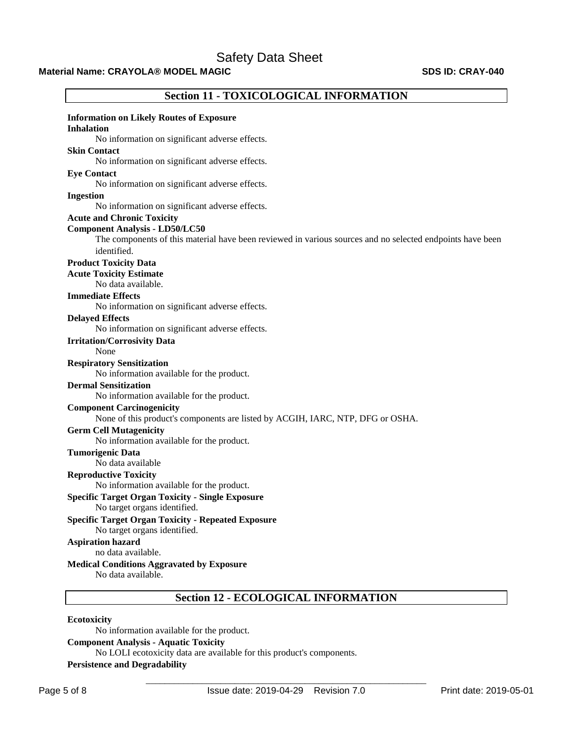## Section 11 - TOXICOLOGICAL INFORMATION

**Information on Likely Routes of Exposure**

**Inhalation**

No information on significant adverse effects.

**Skin Contact**

No information on significant adverse effects.

**Eye Contact**

No information on significant adverse effects.

**Ingestion**

No information on significant adverse effects.

**Acute and Chronic Toxicity**

**Component Analysis - LD50/LC50**

The components of this material have been reviewed in various sources and no selected endpoints have been identified.

**Product Toxicity Data**

**Acute Toxicity Estimate**

No data available.

**Immediate Effects**

No information on significant adverse effects.

**Delayed Effects**

No information on significant adverse effects.

**Irritation/Corrosivity Data**

None

**Respiratory Sensitization**

No information available for the product.

**Dermal Sensitization**

No information available for the product.

**Component Carcinogenicity**

None of this product's components are listed by ACGIH, IARC, NTP, DFG or OSHA.

**Germ Cell Mutagenicity**

No information available for the product.

**Tumorigenic Data**

No data available

**Reproductive Toxicity**

No information available for the product.

**Specific Target Organ Toxicity - Single Exposure**

No target organs identified.

**Specific Target Organ Toxicity - Repeated Exposure**

No target organs identified.

**Aspiration hazard**

no data available.

**Medical Conditions Aggravated by Exposure**

No data available.

## Section 12 - ECOLOGICAL INFORMATION

**Ecotoxicity**

No information available for the product.

**Component Analysis - Aquatic Toxicity**

No LOLI ecotoxicity data are available for this product's components.

**Persistence and Degradability**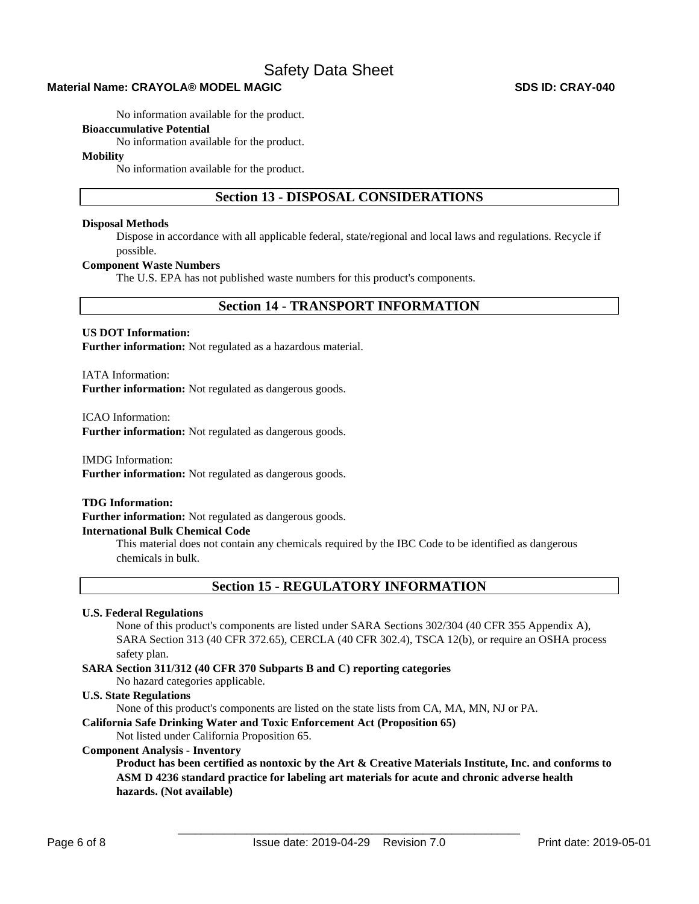No information available for the product.

**Bioaccumulative Potential**

No information available for the product.

**Mobility**

No information available for the product.

## Section 13 - DISPOSAL CONSIDERATIONS

**Disposal Methods**

Dispose in accordance with all applicable federal, state/regional and local laws and regulations. Recycle if possible.

**Component Waste Numbers**

The U.S. EPA has not published waste numbers for this product's components.

## Section 14 - TRANSPORT INFORMATION

**US DOT Information:**

**Further information:** Not regulated as a hazardous material.

IATA Information:

**Further information:** Not regulated as dangerous goods.

ICAO Information:

**Further information:** Not regulated as dangerous goods.

IMDG Information:

**Further information:** Not regulated as dangerous goods.

**TDG Information:**

**Further information:** Not regulated as dangerous goods.

**International Bulk Chemical Code**

This material does not contain any chemicals required by the IBC Code to be identified as dangerous chemicals in bulk.

## Section 15 - REGULATORY INFORMATION

**U.S. Federal Regulations**

None of this product's components are listed under SARA Sections 302/304 (40 CFR 355 Appendix A), SARA Section 313 (40 CFR 372.65), CERCLA (40 CFR 302.4), TSCA 12(b), or require an OSHA process safety plan.

**SARA Section 311/312 (40 CFR 370 Subparts B and C) reporting categories**

No hazard categories applicable.

**U.S. State Regulations**

None of this product's components are listed on the state lists from CA, MA, MN, NJ or PA.

**California Safe Drinking Water and Toxic Enforcement Act (Proposition 65)**

Not listed under California Proposition 65.

**Component Analysis - Inventory**

**Product has been certified as nontoxic by the Art & Creative Materials Institute, Inc. and conforms to ASM D 4236 standard practice for labeling art materials for acute and chronic adverse health hazards. (Not available)**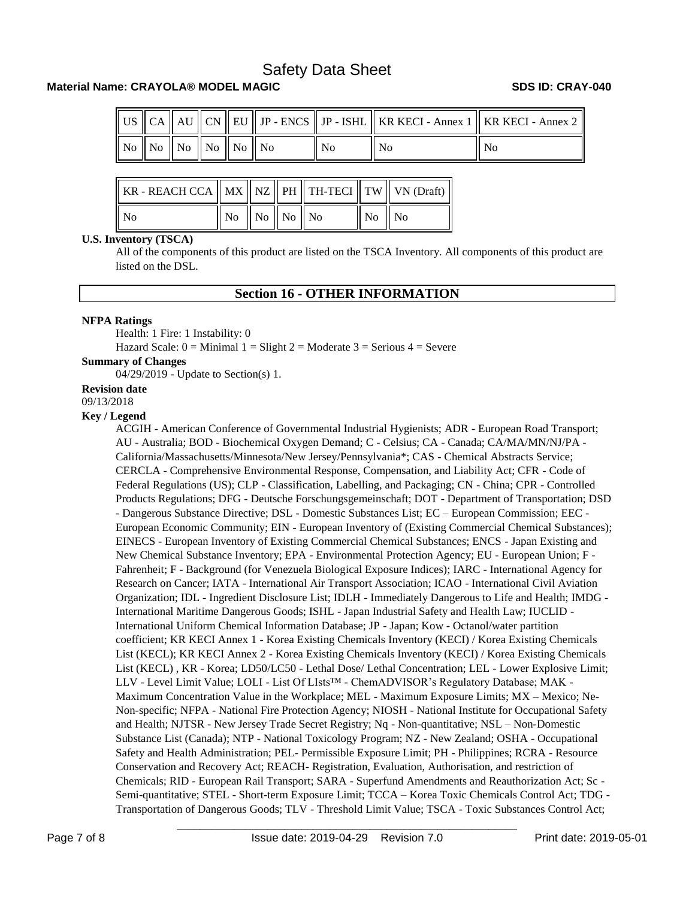| US | CA | AU | CN | EU | JP - ENCS | JP - ISHL | KR KECI - Annex 1 | KR KECI - Annex 2 |
|---|---|---|---|---|---|---|---|---|
| No | No | No | No | No | No | No | No | No |

| KR - REACH CCA | MX | NZ | PH | TH-TECI | TW | VN (Draft) |
|---|---|---|---|---|---|---|
| No | No | No | No | No | No | No |

**U.S. Inventory (TSCA)**

All of the components of this product are listed on the TSCA Inventory. All components of this product are listed on the DSL.

## Section 16 - OTHER INFORMATION

**NFPA Ratings**

Health: 1 Fire: 1 Instability: 0

Hazard Scale: 0 = Minimal 1 = Slight 2 = Moderate 3 = Serious 4 = Severe

**Summary of Changes**

04/29/2019 - Update to Section(s) 1.

**Revision date**

09/13/2018

**Key / Legend**

ACGIH - American Conference of Governmental Industrial Hygienists; ADR - European Road Transport; AU - Australia; BOD - Biochemical Oxygen Demand; C - Celsius; CA - Canada; CA/MA/MN/NJ/PA - California/Massachusetts/Minnesota/New Jersey/Pennsylvania*; CAS - Chemical Abstracts Service; CERCLA - Comprehensive Environmental Response, Compensation, and Liability Act; CFR - Code of Federal Regulations (US); CLP - Classification, Labelling, and Packaging; CN - China; CPR - Controlled Products Regulations; DFG - Deutsche Forschungsgemeinschaft; DOT - Department of Transportation; DSD - Dangerous Substance Directive; DSL - Domestic Substances List; EC – European Commission; EEC - European Economic Community; EIN - European Inventory of (Existing Commercial Chemical Substances); EINECS - European Inventory of Existing Commercial Chemical Substances; ENCS - Japan Existing and New Chemical Substance Inventory; EPA - Environmental Protection Agency; EU - European Union; F - Fahrenheit; F - Background (for Venezuela Biological Exposure Indices); IARC - International Agency for Research on Cancer; IATA - International Air Transport Association; ICAO - International Civil Aviation Organization; IDL - Ingredient Disclosure List; IDLH - Immediately Dangerous to Life and Health; IMDG - International Maritime Dangerous Goods; ISHL - Japan Industrial Safety and Health Law; IUCLID - International Uniform Chemical Information Database; JP - Japan; Kow - Octanol/water partition coefficient; KR KECI Annex 1 - Korea Existing Chemicals Inventory (KECI) / Korea Existing Chemicals List (KECL); KR KECI Annex 2 - Korea Existing Chemicals Inventory (KECI) / Korea Existing Chemicals List (KECL) , KR - Korea; LD50/LC50 - Lethal Dose/ Lethal Concentration; LEL - Lower Explosive Limit; LLV - Level Limit Value; LOLI - List Of LIsts™ - ChemADVISOR's Regulatory Database; MAK - Maximum Concentration Value in the Workplace; MEL - Maximum Exposure Limits; MX – Mexico; Ne- Non-specific; NFPA - National Fire Protection Agency; NIOSH - National Institute for Occupational Safety and Health; NJTSR - New Jersey Trade Secret Registry; Nq - Non-quantitative; NSL – Non-Domestic Substance List (Canada); NTP - National Toxicology Program; NZ - New Zealand; OSHA - Occupational Safety and Health Administration; PEL- Permissible Exposure Limit; PH - Philippines; RCRA - Resource Conservation and Recovery Act; REACH- Registration, Evaluation, Authorisation, and restriction of Chemicals; RID - European Rail Transport; SARA - Superfund Amendments and Reauthorization Act; Sc - Semi-quantitative; STEL - Short-term Exposure Limit; TCCA – Korea Toxic Chemicals Control Act; TDG - Transportation of Dangerous Goods; TLV - Threshold Limit Value; TSCA - Toxic Substances Control Act;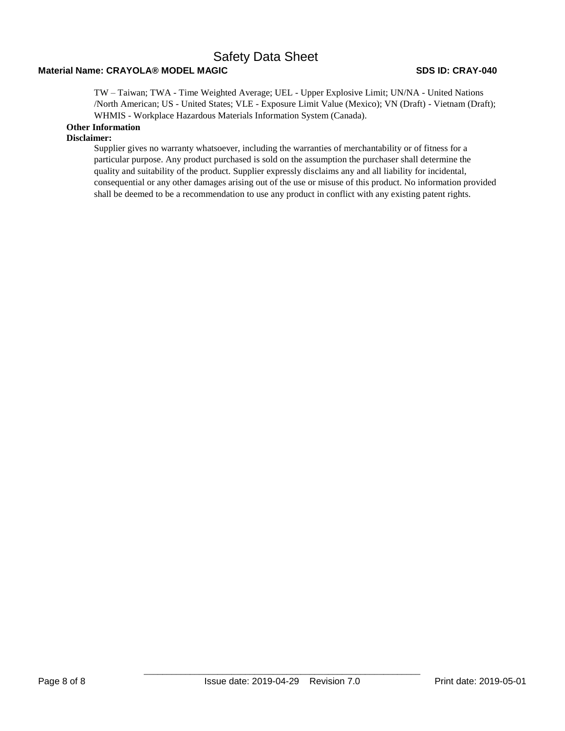TW – Taiwan; TWA - Time Weighted Average; UEL - Upper Explosive Limit; UN/NA - United Nations /North American; US - United States; VLE - Exposure Limit Value (Mexico); VN (Draft) - Vietnam (Draft); WHMIS - Workplace Hazardous Materials Information System (Canada).

**Other Information**

**Disclaimer:**

Supplier gives no warranty whatsoever, including the warranties of merchantability or of fitness for a particular purpose. Any product purchased is sold on the assumption the purchaser shall determine the quality and suitability of the product. Supplier expressly disclaims any and all liability for incidental, consequential or any other damages arising out of the use or misuse of this product. No information provided shall be deemed to be a recommendation to use any product in conflict with any existing patent rights.